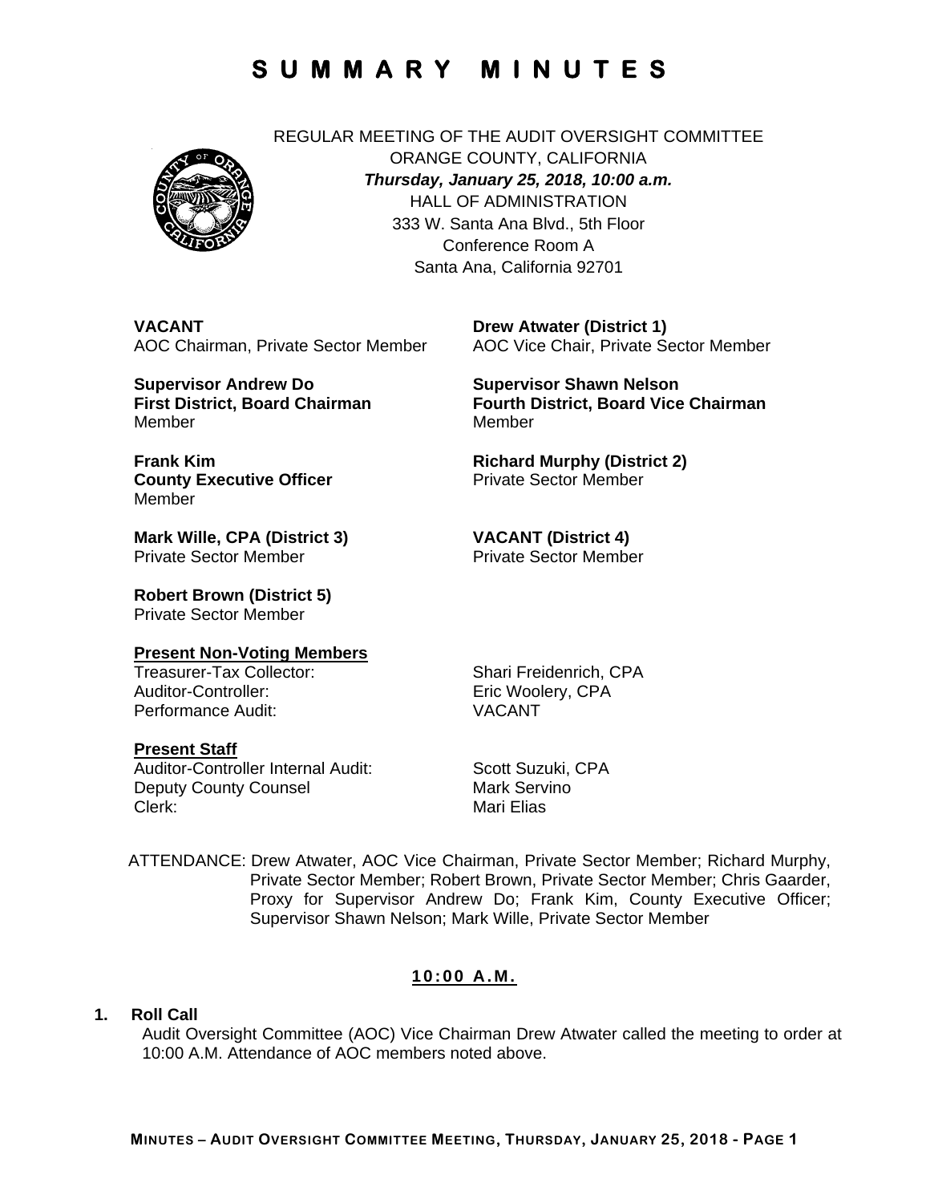# S U M M A R Y   M I N U T E S

REGULAR MEETING OF THE AUDIT OVERSIGHT COMMITTEE
ORANGE COUNTY, CALIFORNIA
***Thursday, January 25, 2018, 10:00 a.m.***
HALL OF ADMINISTRATION
333 W. Santa Ana Blvd., 5th Floor
Conference Room A
Santa Ana, California 92701

**VACANT**
AOC Chairman, Private Sector Member

**Drew Atwater (District 1)**
AOC Vice Chair, Private Sector Member

**Supervisor Andrew Do**
**First District, Board Chairman**
Member

**Supervisor Shawn Nelson**
**Fourth District, Board Vice Chairman**
Member

**Frank Kim**
**County Executive Officer**
Member

**Richard Murphy (District 2)**
Private Sector Member

**Mark Wille, CPA (District 3)**
Private Sector Member

**VACANT (District 4)**
Private Sector Member

**Robert Brown (District 5)**
Private Sector Member

**Present Non-Voting Members**

Treasurer-Tax Collector: Shari Freidenrich, CPA
Auditor-Controller: Eric Woolery, CPA
Performance Audit: VACANT

**Present Staff**

Auditor-Controller Internal Audit: Scott Suzuki, CPA
Deputy County Counsel: Mark Servino
Clerk: Mari Elias

ATTENDANCE: Drew Atwater, AOC Vice Chairman, Private Sector Member; Richard Murphy, Private Sector Member; Robert Brown, Private Sector Member; Chris Gaarder, Proxy for Supervisor Andrew Do; Frank Kim, County Executive Officer; Supervisor Shawn Nelson; Mark Wille, Private Sector Member

**10:00 A.M.**

**1. Roll Call**

Audit Oversight Committee (AOC) Vice Chairman Drew Atwater called the meeting to order at 10:00 A.M. Attendance of AOC members noted above.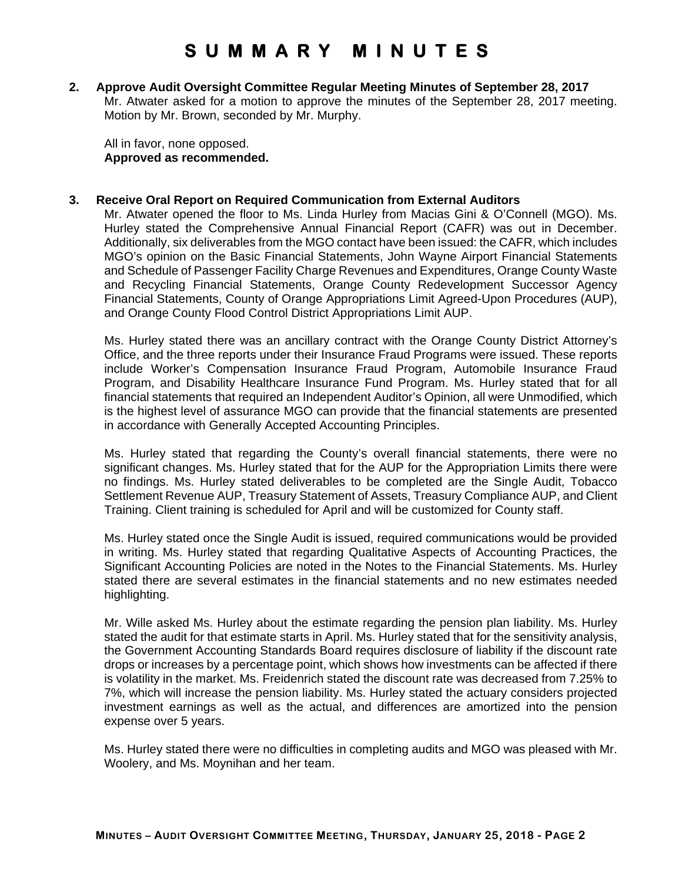# SUMMARY MINUTES

**2. Approve Audit Oversight Committee Regular Meeting Minutes of September 28, 2017**

Mr. Atwater asked for a motion to approve the minutes of the September 28, 2017 meeting. Motion by Mr. Brown, seconded by Mr. Murphy.

All in favor, none opposed.
**Approved as recommended.**

**3. Receive Oral Report on Required Communication from External Auditors**

Mr. Atwater opened the floor to Ms. Linda Hurley from Macias Gini & O'Connell (MGO). Ms. Hurley stated the Comprehensive Annual Financial Report (CAFR) was out in December. Additionally, six deliverables from the MGO contact have been issued: the CAFR, which includes MGO's opinion on the Basic Financial Statements, John Wayne Airport Financial Statements and Schedule of Passenger Facility Charge Revenues and Expenditures, Orange County Waste and Recycling Financial Statements, Orange County Redevelopment Successor Agency Financial Statements, County of Orange Appropriations Limit Agreed-Upon Procedures (AUP), and Orange County Flood Control District Appropriations Limit AUP.

Ms. Hurley stated there was an ancillary contract with the Orange County District Attorney's Office, and the three reports under their Insurance Fraud Programs were issued. These reports include Worker's Compensation Insurance Fraud Program, Automobile Insurance Fraud Program, and Disability Healthcare Insurance Fund Program. Ms. Hurley stated that for all financial statements that required an Independent Auditor's Opinion, all were Unmodified, which is the highest level of assurance MGO can provide that the financial statements are presented in accordance with Generally Accepted Accounting Principles.

Ms. Hurley stated that regarding the County's overall financial statements, there were no significant changes. Ms. Hurley stated that for the AUP for the Appropriation Limits there were no findings. Ms. Hurley stated deliverables to be completed are the Single Audit, Tobacco Settlement Revenue AUP, Treasury Statement of Assets, Treasury Compliance AUP, and Client Training. Client training is scheduled for April and will be customized for County staff.

Ms. Hurley stated once the Single Audit is issued, required communications would be provided in writing. Ms. Hurley stated that regarding Qualitative Aspects of Accounting Practices, the Significant Accounting Policies are noted in the Notes to the Financial Statements. Ms. Hurley stated there are several estimates in the financial statements and no new estimates needed highlighting.

Mr. Wille asked Ms. Hurley about the estimate regarding the pension plan liability. Ms. Hurley stated the audit for that estimate starts in April. Ms. Hurley stated that for the sensitivity analysis, the Government Accounting Standards Board requires disclosure of liability if the discount rate drops or increases by a percentage point, which shows how investments can be affected if there is volatility in the market. Ms. Freidenrich stated the discount rate was decreased from 7.25% to 7%, which will increase the pension liability. Ms. Hurley stated the actuary considers projected investment earnings as well as the actual, and differences are amortized into the pension expense over 5 years.

Ms. Hurley stated there were no difficulties in completing audits and MGO was pleased with Mr. Woolery, and Ms. Moynihan and her team.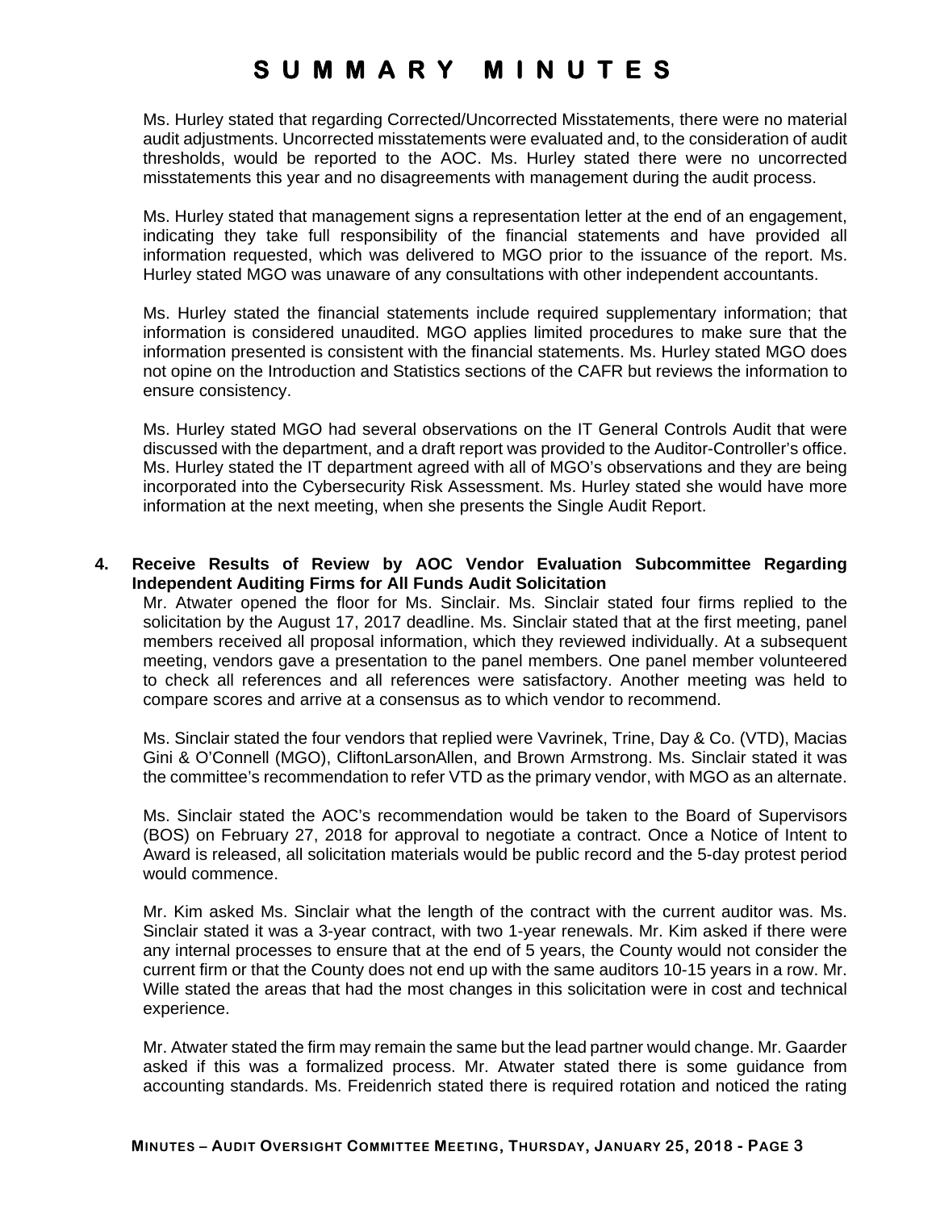Ms. Hurley stated that regarding Corrected/Uncorrected Misstatements, there were no material audit adjustments. Uncorrected misstatements were evaluated and, to the consideration of audit thresholds, would be reported to the AOC. Ms. Hurley stated there were no uncorrected misstatements this year and no disagreements with management during the audit process.

Ms. Hurley stated that management signs a representation letter at the end of an engagement, indicating they take full responsibility of the financial statements and have provided all information requested, which was delivered to MGO prior to the issuance of the report. Ms. Hurley stated MGO was unaware of any consultations with other independent accountants.

Ms. Hurley stated the financial statements include required supplementary information; that information is considered unaudited. MGO applies limited procedures to make sure that the information presented is consistent with the financial statements. Ms. Hurley stated MGO does not opine on the Introduction and Statistics sections of the CAFR but reviews the information to ensure consistency.

Ms. Hurley stated MGO had several observations on the IT General Controls Audit that were discussed with the department, and a draft report was provided to the Auditor-Controller's office. Ms. Hurley stated the IT department agreed with all of MGO's observations and they are being incorporated into the Cybersecurity Risk Assessment. Ms. Hurley stated she would have more information at the next meeting, when she presents the Single Audit Report.

**4. Receive Results of Review by AOC Vendor Evaluation Subcommittee Regarding Independent Auditing Firms for All Funds Audit Solicitation**

Mr. Atwater opened the floor for Ms. Sinclair. Ms. Sinclair stated four firms replied to the solicitation by the August 17, 2017 deadline. Ms. Sinclair stated that at the first meeting, panel members received all proposal information, which they reviewed individually. At a subsequent meeting, vendors gave a presentation to the panel members. One panel member volunteered to check all references and all references were satisfactory. Another meeting was held to compare scores and arrive at a consensus as to which vendor to recommend.

Ms. Sinclair stated the four vendors that replied were Vavrinek, Trine, Day & Co. (VTD), Macias Gini & O'Connell (MGO), CliftonLarsonAllen, and Brown Armstrong. Ms. Sinclair stated it was the committee's recommendation to refer VTD as the primary vendor, with MGO as an alternate.

Ms. Sinclair stated the AOC's recommendation would be taken to the Board of Supervisors (BOS) on February 27, 2018 for approval to negotiate a contract. Once a Notice of Intent to Award is released, all solicitation materials would be public record and the 5-day protest period would commence.

Mr. Kim asked Ms. Sinclair what the length of the contract with the current auditor was. Ms. Sinclair stated it was a 3-year contract, with two 1-year renewals. Mr. Kim asked if there were any internal processes to ensure that at the end of 5 years, the County would not consider the current firm or that the County does not end up with the same auditors 10-15 years in a row. Mr. Wille stated the areas that had the most changes in this solicitation were in cost and technical experience.

Mr. Atwater stated the firm may remain the same but the lead partner would change. Mr. Gaarder asked if this was a formalized process. Mr. Atwater stated there is some guidance from accounting standards. Ms. Freidenrich stated there is required rotation and noticed the rating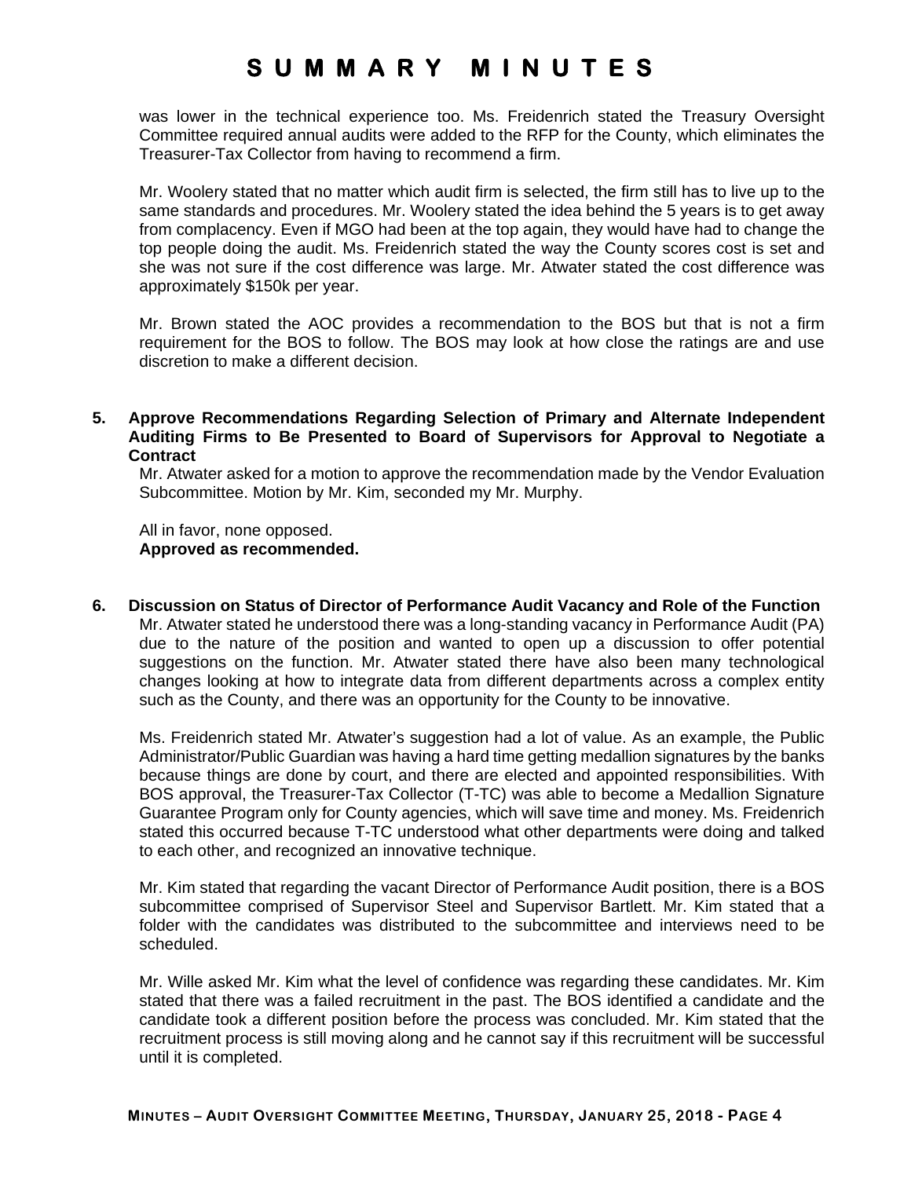was lower in the technical experience too. Ms. Freidenrich stated the Treasury Oversight Committee required annual audits were added to the RFP for the County, which eliminates the Treasurer-Tax Collector from having to recommend a firm.

Mr. Woolery stated that no matter which audit firm is selected, the firm still has to live up to the same standards and procedures. Mr. Woolery stated the idea behind the 5 years is to get away from complacency. Even if MGO had been at the top again, they would have had to change the top people doing the audit. Ms. Freidenrich stated the way the County scores cost is set and she was not sure if the cost difference was large. Mr. Atwater stated the cost difference was approximately $150k per year.

Mr. Brown stated the AOC provides a recommendation to the BOS but that is not a firm requirement for the BOS to follow. The BOS may look at how close the ratings are and use discretion to make a different decision.

**5. Approve Recommendations Regarding Selection of Primary and Alternate Independent Auditing Firms to Be Presented to Board of Supervisors for Approval to Negotiate a Contract**

Mr. Atwater asked for a motion to approve the recommendation made by the Vendor Evaluation Subcommittee. Motion by Mr. Kim, seconded my Mr. Murphy.

All in favor, none opposed.
**Approved as recommended.**

**6. Discussion on Status of Director of Performance Audit Vacancy and Role of the Function**

Mr. Atwater stated he understood there was a long-standing vacancy in Performance Audit (PA) due to the nature of the position and wanted to open up a discussion to offer potential suggestions on the function. Mr. Atwater stated there have also been many technological changes looking at how to integrate data from different departments across a complex entity such as the County, and there was an opportunity for the County to be innovative.

Ms. Freidenrich stated Mr. Atwater's suggestion had a lot of value. As an example, the Public Administrator/Public Guardian was having a hard time getting medallion signatures by the banks because things are done by court, and there are elected and appointed responsibilities. With BOS approval, the Treasurer-Tax Collector (T-TC) was able to become a Medallion Signature Guarantee Program only for County agencies, which will save time and money. Ms. Freidenrich stated this occurred because T-TC understood what other departments were doing and talked to each other, and recognized an innovative technique.

Mr. Kim stated that regarding the vacant Director of Performance Audit position, there is a BOS subcommittee comprised of Supervisor Steel and Supervisor Bartlett. Mr. Kim stated that a folder with the candidates was distributed to the subcommittee and interviews need to be scheduled.

Mr. Wille asked Mr. Kim what the level of confidence was regarding these candidates. Mr. Kim stated that there was a failed recruitment in the past. The BOS identified a candidate and the candidate took a different position before the process was concluded. Mr. Kim stated that the recruitment process is still moving along and he cannot say if this recruitment will be successful until it is completed.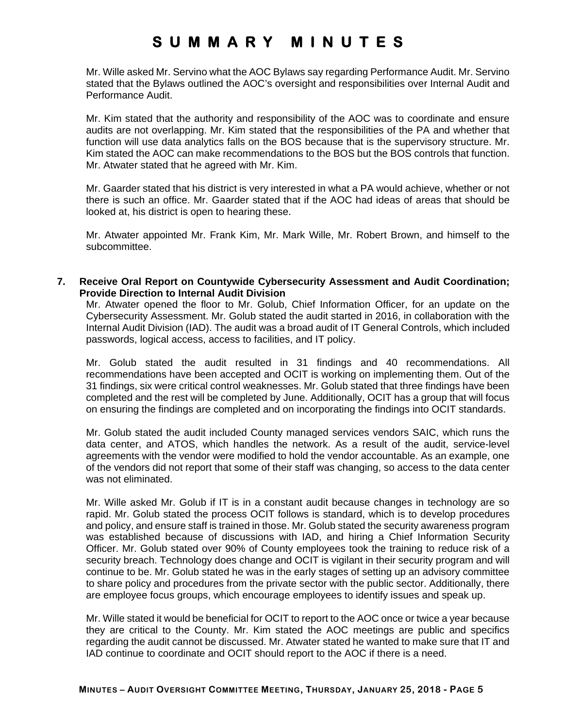Mr. Wille asked Mr. Servino what the AOC Bylaws say regarding Performance Audit. Mr. Servino stated that the Bylaws outlined the AOC's oversight and responsibilities over Internal Audit and Performance Audit.

Mr. Kim stated that the authority and responsibility of the AOC was to coordinate and ensure audits are not overlapping. Mr. Kim stated that the responsibilities of the PA and whether that function will use data analytics falls on the BOS because that is the supervisory structure. Mr. Kim stated the AOC can make recommendations to the BOS but the BOS controls that function. Mr. Atwater stated that he agreed with Mr. Kim.

Mr. Gaarder stated that his district is very interested in what a PA would achieve, whether or not there is such an office. Mr. Gaarder stated that if the AOC had ideas of areas that should be looked at, his district is open to hearing these.

Mr. Atwater appointed Mr. Frank Kim, Mr. Mark Wille, Mr. Robert Brown, and himself to the subcommittee.

**7. Receive Oral Report on Countywide Cybersecurity Assessment and Audit Coordination; Provide Direction to Internal Audit Division**

Mr. Atwater opened the floor to Mr. Golub, Chief Information Officer, for an update on the Cybersecurity Assessment. Mr. Golub stated the audit started in 2016, in collaboration with the Internal Audit Division (IAD). The audit was a broad audit of IT General Controls, which included passwords, logical access, access to facilities, and IT policy.

Mr. Golub stated the audit resulted in 31 findings and 40 recommendations. All recommendations have been accepted and OCIT is working on implementing them. Out of the 31 findings, six were critical control weaknesses. Mr. Golub stated that three findings have been completed and the rest will be completed by June. Additionally, OCIT has a group that will focus on ensuring the findings are completed and on incorporating the findings into OCIT standards.

Mr. Golub stated the audit included County managed services vendors SAIC, which runs the data center, and ATOS, which handles the network. As a result of the audit, service-level agreements with the vendor were modified to hold the vendor accountable. As an example, one of the vendors did not report that some of their staff was changing, so access to the data center was not eliminated.

Mr. Wille asked Mr. Golub if IT is in a constant audit because changes in technology are so rapid. Mr. Golub stated the process OCIT follows is standard, which is to develop procedures and policy, and ensure staff is trained in those. Mr. Golub stated the security awareness program was established because of discussions with IAD, and hiring a Chief Information Security Officer. Mr. Golub stated over 90% of County employees took the training to reduce risk of a security breach. Technology does change and OCIT is vigilant in their security program and will continue to be. Mr. Golub stated he was in the early stages of setting up an advisory committee to share policy and procedures from the private sector with the public sector. Additionally, there are employee focus groups, which encourage employees to identify issues and speak up.

Mr. Wille stated it would be beneficial for OCIT to report to the AOC once or twice a year because they are critical to the County. Mr. Kim stated the AOC meetings are public and specifics regarding the audit cannot be discussed. Mr. Atwater stated he wanted to make sure that IT and IAD continue to coordinate and OCIT should report to the AOC if there is a need.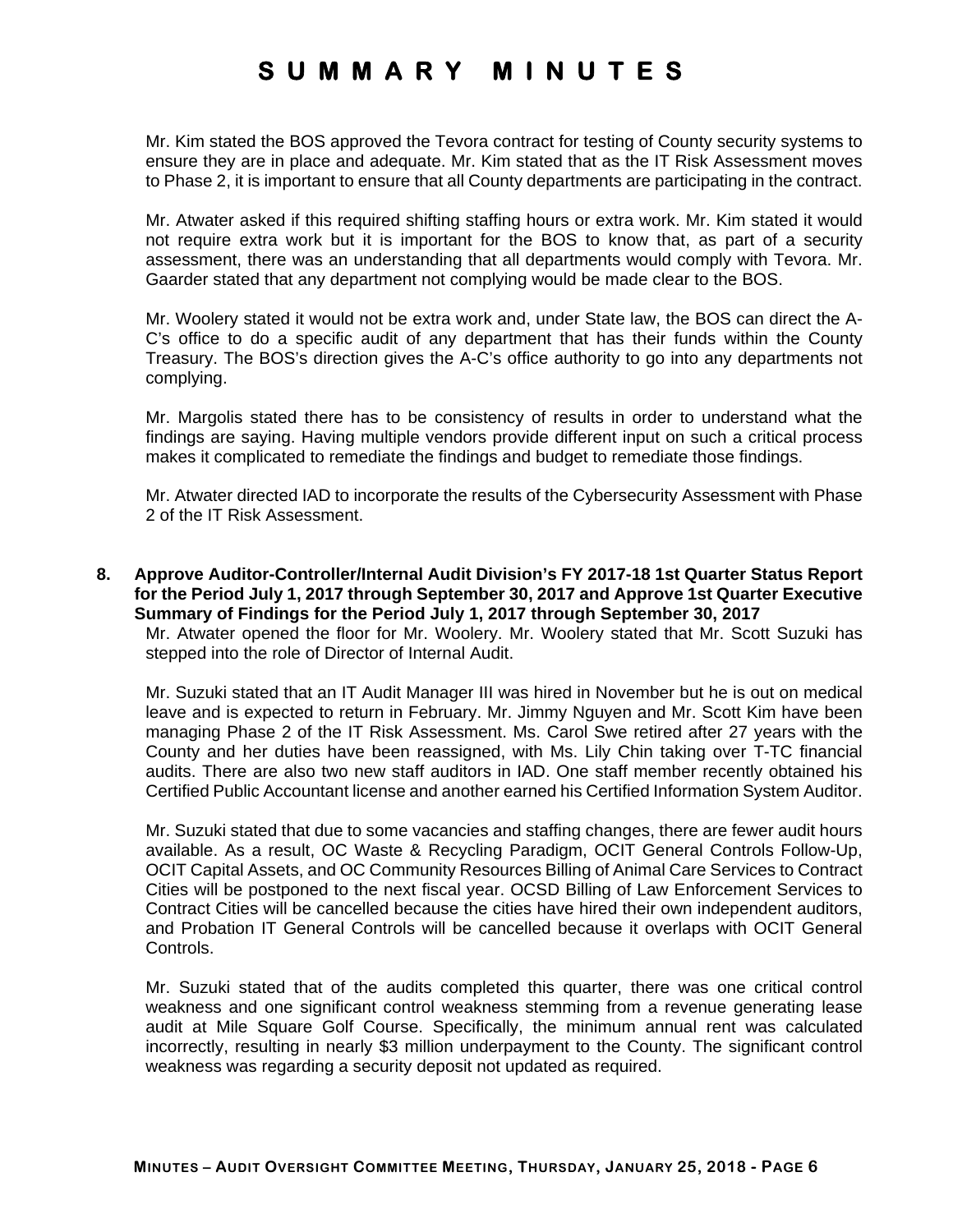Mr. Kim stated the BOS approved the Tevora contract for testing of County security systems to ensure they are in place and adequate. Mr. Kim stated that as the IT Risk Assessment moves to Phase 2, it is important to ensure that all County departments are participating in the contract.

Mr. Atwater asked if this required shifting staffing hours or extra work. Mr. Kim stated it would not require extra work but it is important for the BOS to know that, as part of a security assessment, there was an understanding that all departments would comply with Tevora. Mr. Gaarder stated that any department not complying would be made clear to the BOS.

Mr. Woolery stated it would not be extra work and, under State law, the BOS can direct the A-C's office to do a specific audit of any department that has their funds within the County Treasury. The BOS's direction gives the A-C's office authority to go into any departments not complying.

Mr. Margolis stated there has to be consistency of results in order to understand what the findings are saying. Having multiple vendors provide different input on such a critical process makes it complicated to remediate the findings and budget to remediate those findings.

Mr. Atwater directed IAD to incorporate the results of the Cybersecurity Assessment with Phase 2 of the IT Risk Assessment.

**8. Approve Auditor-Controller/Internal Audit Division's FY 2017-18 1st Quarter Status Report for the Period July 1, 2017 through September 30, 2017 and Approve 1st Quarter Executive Summary of Findings for the Period July 1, 2017 through September 30, 2017**

Mr. Atwater opened the floor for Mr. Woolery. Mr. Woolery stated that Mr. Scott Suzuki has stepped into the role of Director of Internal Audit.

Mr. Suzuki stated that an IT Audit Manager III was hired in November but he is out on medical leave and is expected to return in February. Mr. Jimmy Nguyen and Mr. Scott Kim have been managing Phase 2 of the IT Risk Assessment. Ms. Carol Swe retired after 27 years with the County and her duties have been reassigned, with Ms. Lily Chin taking over T-TC financial audits. There are also two new staff auditors in IAD. One staff member recently obtained his Certified Public Accountant license and another earned his Certified Information System Auditor.

Mr. Suzuki stated that due to some vacancies and staffing changes, there are fewer audit hours available. As a result, OC Waste & Recycling Paradigm, OCIT General Controls Follow-Up, OCIT Capital Assets, and OC Community Resources Billing of Animal Care Services to Contract Cities will be postponed to the next fiscal year. OCSD Billing of Law Enforcement Services to Contract Cities will be cancelled because the cities have hired their own independent auditors, and Probation IT General Controls will be cancelled because it overlaps with OCIT General Controls.

Mr. Suzuki stated that of the audits completed this quarter, there was one critical control weakness and one significant control weakness stemming from a revenue generating lease audit at Mile Square Golf Course. Specifically, the minimum annual rent was calculated incorrectly, resulting in nearly $3 million underpayment to the County. The significant control weakness was regarding a security deposit not updated as required.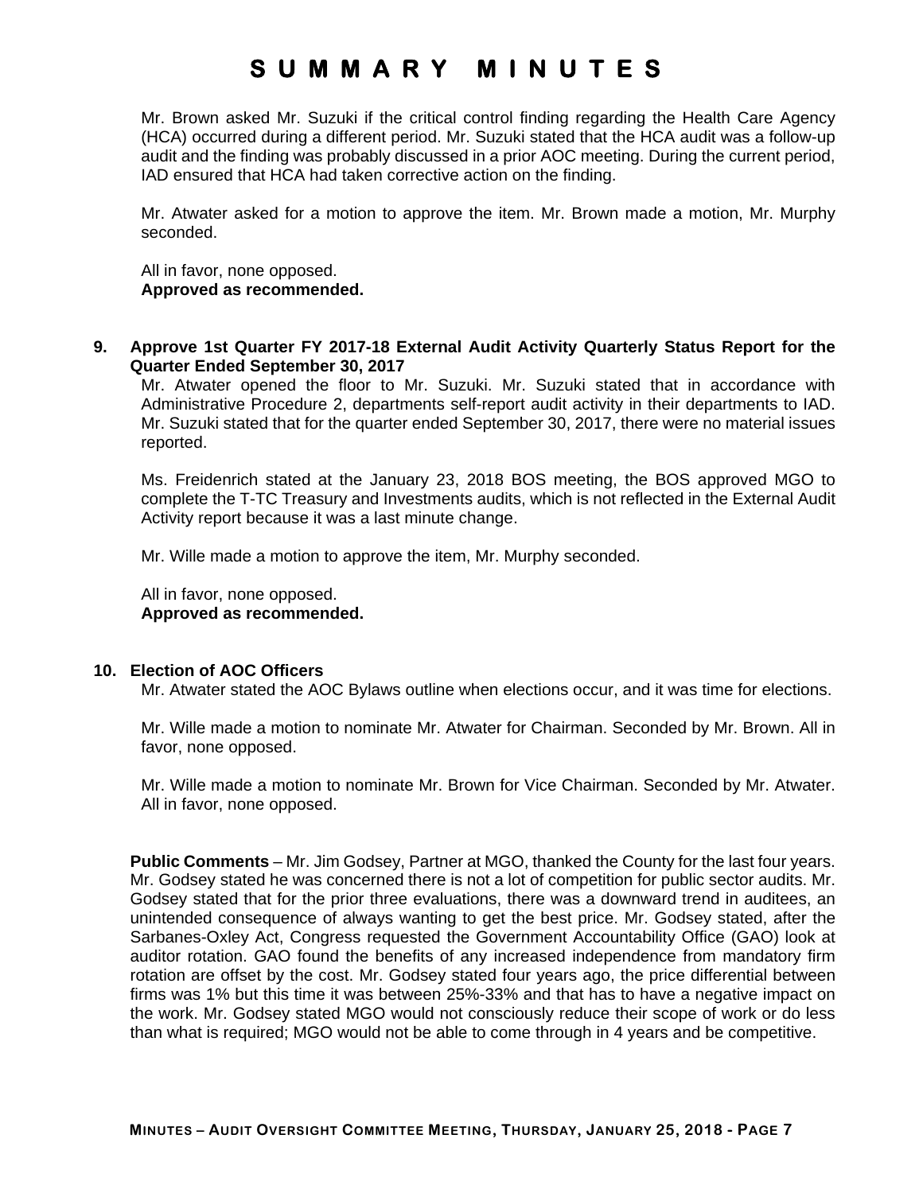Mr. Brown asked Mr. Suzuki if the critical control finding regarding the Health Care Agency (HCA) occurred during a different period. Mr. Suzuki stated that the HCA audit was a follow-up audit and the finding was probably discussed in a prior AOC meeting. During the current period, IAD ensured that HCA had taken corrective action on the finding.

Mr. Atwater asked for a motion to approve the item. Mr. Brown made a motion, Mr. Murphy seconded.

All in favor, none opposed.
**Approved as recommended.**

**9. Approve 1st Quarter FY 2017-18 External Audit Activity Quarterly Status Report for the Quarter Ended September 30, 2017**

Mr. Atwater opened the floor to Mr. Suzuki. Mr. Suzuki stated that in accordance with Administrative Procedure 2, departments self-report audit activity in their departments to IAD. Mr. Suzuki stated that for the quarter ended September 30, 2017, there were no material issues reported.

Ms. Freidenrich stated at the January 23, 2018 BOS meeting, the BOS approved MGO to complete the T-TC Treasury and Investments audits, which is not reflected in the External Audit Activity report because it was a last minute change.

Mr. Wille made a motion to approve the item, Mr. Murphy seconded.

All in favor, none opposed.
**Approved as recommended.**

**10. Election of AOC Officers**

Mr. Atwater stated the AOC Bylaws outline when elections occur, and it was time for elections.

Mr. Wille made a motion to nominate Mr. Atwater for Chairman. Seconded by Mr. Brown. All in favor, none opposed.

Mr. Wille made a motion to nominate Mr. Brown for Vice Chairman. Seconded by Mr. Atwater. All in favor, none opposed.

**Public Comments** – Mr. Jim Godsey, Partner at MGO, thanked the County for the last four years. Mr. Godsey stated he was concerned there is not a lot of competition for public sector audits. Mr. Godsey stated that for the prior three evaluations, there was a downward trend in auditees, an unintended consequence of always wanting to get the best price. Mr. Godsey stated, after the Sarbanes-Oxley Act, Congress requested the Government Accountability Office (GAO) look at auditor rotation. GAO found the benefits of any increased independence from mandatory firm rotation are offset by the cost. Mr. Godsey stated four years ago, the price differential between firms was 1% but this time it was between 25%-33% and that has to have a negative impact on the work. Mr. Godsey stated MGO would not consciously reduce their scope of work or do less than what is required; MGO would not be able to come through in 4 years and be competitive.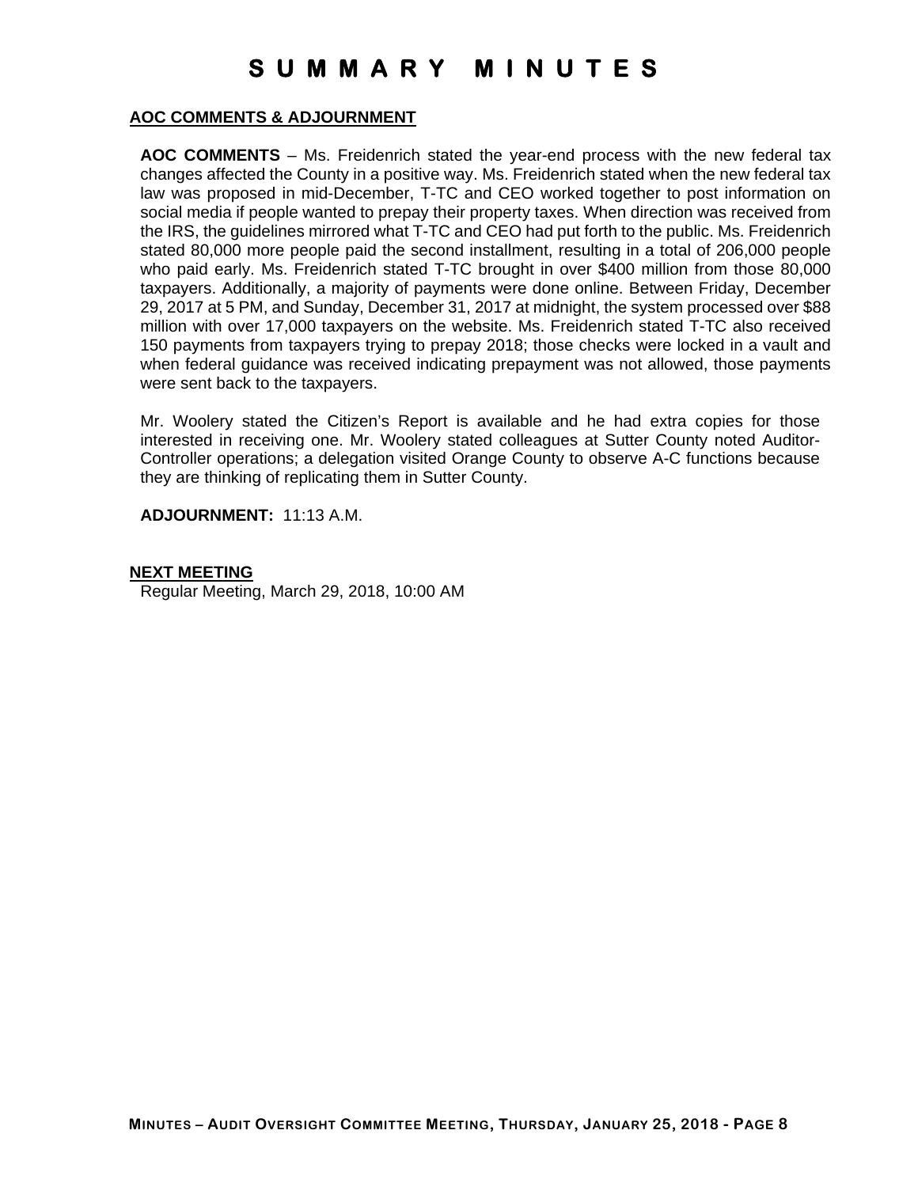# SUMMARY MINUTES

## AOC COMMENTS & ADJOURNMENT

**AOC COMMENTS** – Ms. Freidenrich stated the year-end process with the new federal tax changes affected the County in a positive way. Ms. Freidenrich stated when the new federal tax law was proposed in mid-December, T-TC and CEO worked together to post information on social media if people wanted to prepay their property taxes. When direction was received from the IRS, the guidelines mirrored what T-TC and CEO had put forth to the public. Ms. Freidenrich stated 80,000 more people paid the second installment, resulting in a total of 206,000 people who paid early. Ms. Freidenrich stated T-TC brought in over $400 million from those 80,000 taxpayers. Additionally, a majority of payments were done online. Between Friday, December 29, 2017 at 5 PM, and Sunday, December 31, 2017 at midnight, the system processed over $88 million with over 17,000 taxpayers on the website. Ms. Freidenrich stated T-TC also received 150 payments from taxpayers trying to prepay 2018; those checks were locked in a vault and when federal guidance was received indicating prepayment was not allowed, those payments were sent back to the taxpayers.

Mr. Woolery stated the Citizen's Report is available and he had extra copies for those interested in receiving one. Mr. Woolery stated colleagues at Sutter County noted Auditor-Controller operations; a delegation visited Orange County to observe A-C functions because they are thinking of replicating them in Sutter County.

**ADJOURNMENT:** 11:13 A.M.

## NEXT MEETING

Regular Meeting, March 29, 2018, 10:00 AM